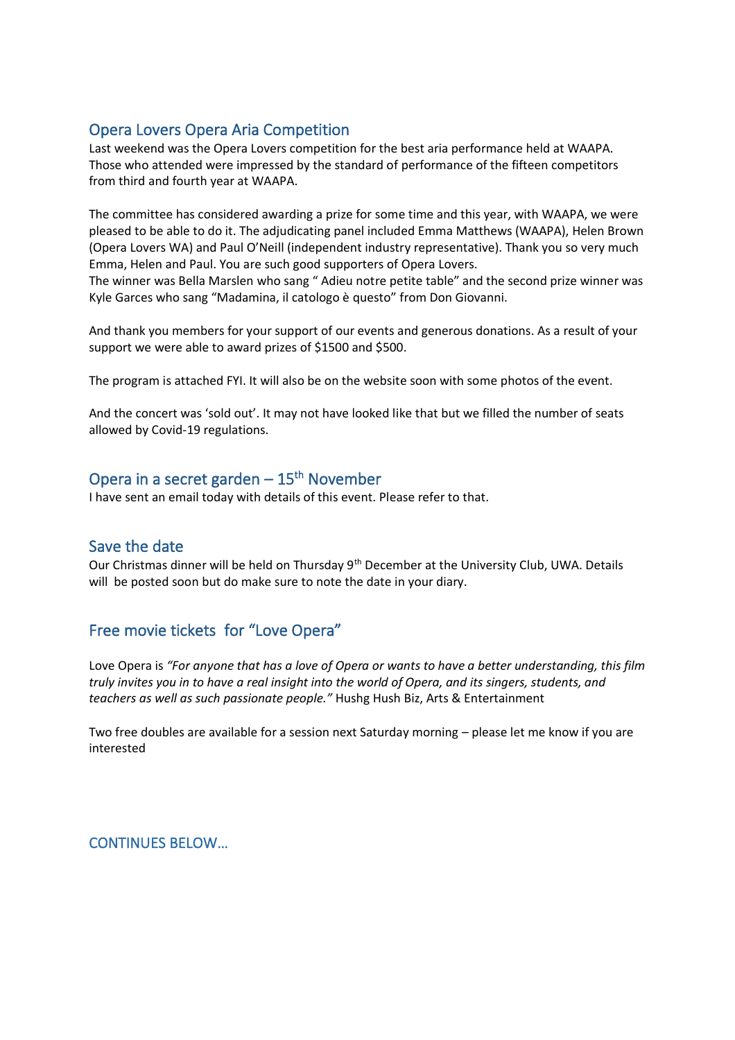## Opera Lovers Opera Aria Competition

Last weekend was the Opera Lovers competition for the best aria performance held at WAAPA. Those who attended were impressed by the standard of performance of the fifteen competitors from third and fourth year at WAAPA.

The committee has considered awarding a prize for some time and this year, with WAAPA, we were pleased to be able to do it. The adjudicating panel included Emma Matthews (WAAPA), Helen Brown (Opera Lovers WA) and Paul O'Neill (independent industry representative). Thank you so very much Emma, Helen and Paul. You are such good supporters of Opera Lovers.
The winner was Bella Marslen who sang " Adieu notre petite table" and the second prize winner was Kyle Garces who sang "Madamina, il catologo è questo" from Don Giovanni.

And thank you members for your support of our events and generous donations. As a result of your support we were able to award prizes of $1500 and $500.

The program is attached FYI. It will also be on the website soon with some photos of the event.

And the concert was 'sold out'. It may not have looked like that but we filled the number of seats allowed by Covid-19 regulations.

## Opera in a secret garden – 15th November

I have sent an email today with details of this event. Please refer to that.

## Save the date

Our Christmas dinner will be held on Thursday 9th December at the University Club, UWA. Details will be posted soon but do make sure to note the date in your diary.

## Free movie tickets for "Love Opera"

Love Opera is *"For anyone that has a love of Opera or wants to have a better understanding, this film truly invites you in to have a real insight into the world of Opera, and its singers, students, and teachers as well as such passionate people."* Hushg Hush Biz, Arts & Entertainment

Two free doubles are available for a session next Saturday morning – please let me know if you are interested

CONTINUES BELOW…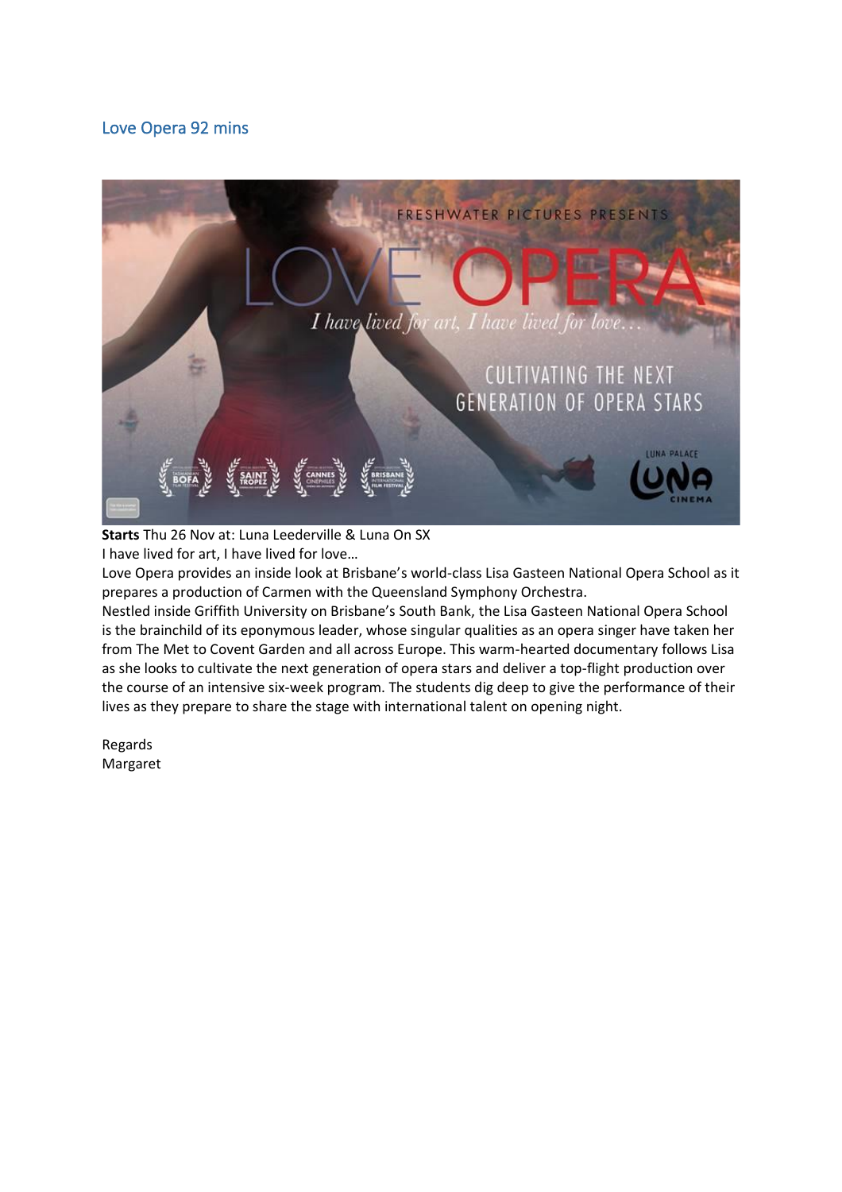## Love Opera 92 mins

**Starts** Thu 26 Nov at: Luna Leederville & Luna On SX

I have lived for art, I have lived for love…

Love Opera provides an inside look at Brisbane's world-class Lisa Gasteen National Opera School as it prepares a production of Carmen with the Queensland Symphony Orchestra.

Nestled inside Griffith University on Brisbane's South Bank, the Lisa Gasteen National Opera School is the brainchild of its eponymous leader, whose singular qualities as an opera singer have taken her from The Met to Covent Garden and all across Europe. This warm-hearted documentary follows Lisa as she looks to cultivate the next generation of opera stars and deliver a top-flight production over the course of an intensive six-week program. The students dig deep to give the performance of their lives as they prepare to share the stage with international talent on opening night.

Regards

Margaret